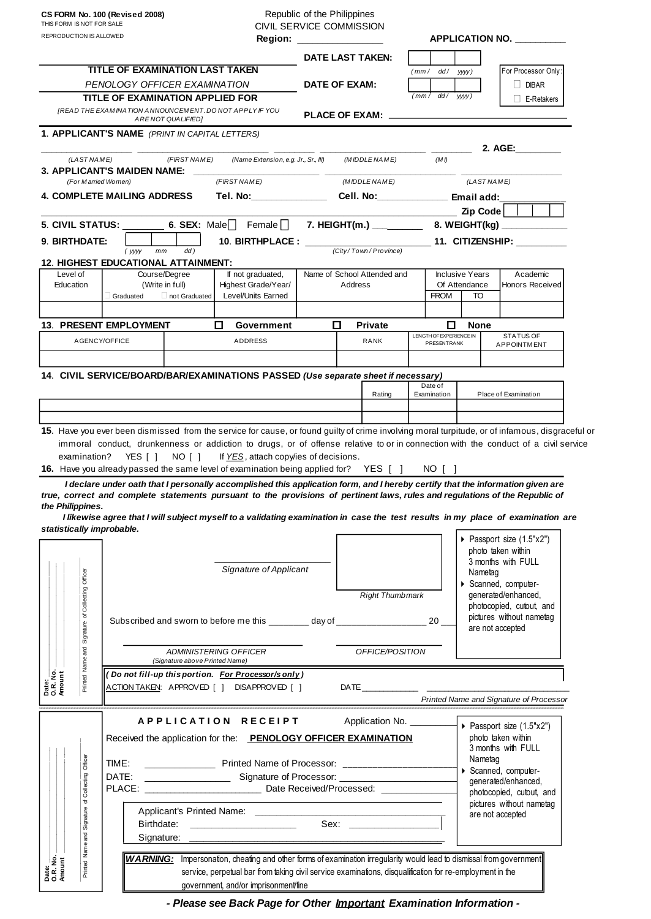**CS FORM No. 100 (Revised 2008)**
THIS FORM IS NOT FOR SALE
REPRODUCTION IS ALLOWED

Republic of the Philippines
CIVIL SERVICE COMMISSION
**Region:** ________________

**APPLICATION NO.** __________

| **TITLE OF EXAMINATION LAST TAKEN** | **DATE LAST TAKEN:** | (mm / dd / yyyy) | For Processor Only: |
|---|---|---|---|
| *PENOLOGY OFFICER EXAMINATION* | **DATE OF EXAM:** | (mm / dd / yyyy) | ☐ DIBAR |
| **TITLE OF EXAMINATION APPLIED FOR** | | | ☐ E-Retakers |
| *[READ THE EXAMINATION ANNOUNCEMENT. DO NOT APPLY IF YOU ARE NOT QUALIFIED]* | **PLACE OF EXAM:** ________________ | | |

**1. APPLICANT'S NAME** *(PRINT IN CAPITAL LETTERS)*

________ (LAST NAME) ________ (FIRST NAME) ________ (Name Extension, e.g. Jr., Sr., III) ________ (MIDDLE NAME) ________ (MI) **2. AGE:** ________

**3. APPLICANT'S MAIDEN NAME:** *(For Married Women)* ________ (FIRST NAME) ________ (MIDDLE NAME) ________ (LAST NAME)

**4. COMPLETE MAILING ADDRESS** **Tel. No:** ________ **Cell. No:** ________ **Email add:** ________

________________ **Zip Code** ________

**5. CIVIL STATUS:** ________ **6. SEX:** Male ☐ Female ☐ **7. HEIGHT(m.)** ________ **8. WEIGHT(kg)** ________

**9. BIRTHDATE:** ________ (yyyy mm dd) **10. BIRTHPLACE :** ________ (City / Town / Province) **11. CITIZENSHIP:** ________

**12. HIGHEST EDUCATIONAL ATTAINMENT:**

| Level of Education | Course/Degree (Write in full) ☐ Graduated ☐ not Graduated | If not graduated, Highest Grade/Year/ Level/Units Earned | Name of School Attended and Address | Inclusive Years Of Attendance FROM | TO | Academic Honors Received |
|---|---|---|---|---|---|---|
| | | | | | | |

**13. PRESENT EMPLOYMENT** ☐ **Government** ☐ **Private** ☐ **None**

| AGENCY/OFFICE | ADDRESS | RANK | LENGTH OF EXPERIENCE IN PRESENT RANK | STATUS OF APPOINTMENT |
|---|---|---|---|---|
| | | | | |

**14. CIVIL SERVICE/BOARD/BAR/EXAMINATIONS PASSED** *(Use separate sheet if necessary)*

| | Rating | Date of Examination | Place of Examination |
|---|---|---|---|
| | | | |
| | | | |

**15.** Have you ever been dismissed from the service for cause, or found guilty of crime involving moral turpitude, or of infamous, disgraceful or immoral conduct, drunkenness or addiction to drugs, or of offense relative to or in connection with the conduct of a civil service examination? YES [ ] NO [ ] If *YES*, attach copy/ies of decisions.

**16.** Have you already passed the same level of examination being applied for? YES [ ] NO [ ]

***I declare under oath that I personally accomplished this application form, and I hereby certify that the information given are true, correct and complete statements pursuant to the provisions of pertinent laws, rules and regulations of the Republic of the Philippines.***

***I likewise agree that I will subject myself to a validating examination in case the test results in my place of examination are statistically improbable.***

Date:
O.R. No.
Amount
Printed Name and Signature of Collecting Officer

________________
*Signature of Applicant*

*Right Thumbmark*

- Passport size (1.5"x2") photo taken within 3 months with FULL Nametag
- Scanned, computer-generated/enhanced, photocopied, cutout, and pictures without nametag are not accepted

Subscribed and sworn to before me this ________ day of ________________ 20 ___

________________
*ADMINISTERING OFFICER*
*(Signature above Printed Name)*

________________
*OFFICE/POSITION*

***(Do not fill-up this portion. For Processor/s only)***

ACTION TAKEN: APPROVED [ ] DISAPPROVED [ ] DATE ________ ________________

*Printed Name and Signature of Processor*

---

**A P P L I C A T I O N R E C E I P T** Application No. ________

Received the application for the: **PENOLOGY OFFICER EXAMINATION**

Date:
O.R. No.
Amount
Printed Name and Signature of Collecting Officer

TIME: ________ Printed Name of Processor: ________________

DATE: ________ Signature of Processor: ________________

PLACE: ________ Date Received/Processed: ________________

Applicant's Printed Name: ________________

Birthdate: ________ Sex: ________

Signature: ________________

- Passport size (1.5"x2") photo taken within 3 months with FULL Nametag
- Scanned, computer-generated/enhanced, photocopied, cutout, and pictures without nametag are not accepted

***WARNING:*** Impersonation, cheating and other forms of examination irregularity would lead to dismissal from government service, perpetual bar from taking civil service examinations, disqualification for re-employment in the government, and/or imprisonment/fine

***- Please see Back Page for Other Important Examination Information -***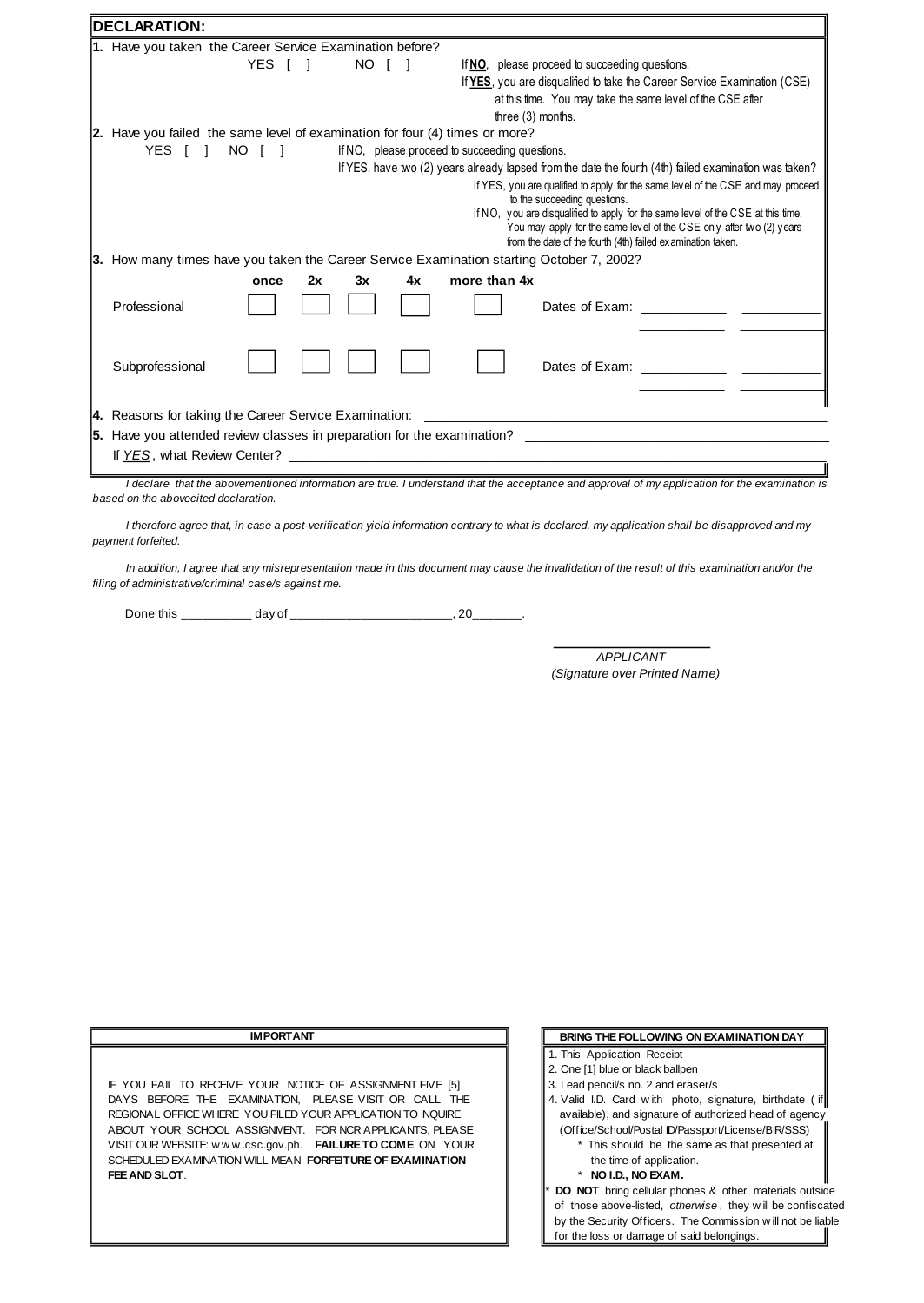## DECLARATION:

**1.** Have you taken the Career Service Examination before?

YES [ ]  NO [ ]

If **NO**, please proceed to succeeding questions.
If **YES**, you are disqualified to take the Career Service Examination (CSE) at this time. You may take the same level of the CSE after three (3) months.

**2.** Have you failed the same level of examination for four (4) times or more?

YES [ ]  NO [ ]

If NO, please proceed to succeeding questions.
If YES, have two (2) years already lapsed from the date the fourth (4th) failed examination was taken?
If YES, you are qualified to apply for the same level of the CSE and may proceed to the succeeding questions.
If NO, you are disqualified to apply for the same level of the CSE at this time. You may apply for the same level of the CSE only after two (2) years from the date of the fourth (4th) failed examination taken.

**3.** How many times have you taken the Career Service Examination starting October 7, 2002?

| | once | 2x | 3x | 4x | more than 4x | |
|---|---|---|---|---|---|---|
| Professional | [ ] | [ ] | [ ] | [ ] | [ ] | Dates of Exam: ________ ________ ________ ________ |
| Subprofessional | [ ] | [ ] | [ ] | [ ] | [ ] | Dates of Exam: ________ ________ ________ ________ |

**4.** Reasons for taking the Career Service Examination: ____________________

**5.** Have you attended review classes in preparation for the examination? ____________________

If *YES*, what Review Center? ____________________

*I declare that the abovementioned information are true. I understand that the acceptance and approval of my application for the examination is based on the abovecited declaration.*

*I therefore agree that, in case a post-verification yield information contrary to what is declared, my application shall be disapproved and my payment forfeited.*

*In addition, I agree that any misrepresentation made in this document may cause the invalidation of the result of this examination and/or the filing of administrative/criminal case/s against me.*

Done this __________ day of ________________________, 20_______.

____________________
*APPLICANT*
*(Signature over Printed Name)*

**IMPORTANT**

IF YOU FAIL TO RECEIVE YOUR NOTICE OF ASSIGNMENT FIVE [5] DAYS BEFORE THE EXAMINATION, PLEASE VISIT OR CALL THE REGIONAL OFFICE WHERE YOU FILED YOUR APPLICATION TO INQUIRE ABOUT YOUR SCHOOL ASSIGNMENT. FOR NCR APPLICANTS, PLEASE VISIT OUR WEBSITE: www.csc.gov.ph. **FAILURE TO COME** ON YOUR SCHEDULED EXAMINATION WILL MEAN **FORFEITURE OF EXAMINATION FEE AND SLOT**.

**BRING THE FOLLOWING ON EXAMINATION DAY**

1. This Application Receipt
2. One [1] blue or black ballpen
3. Lead pencil/s no. 2 and eraser/s
4. Valid I.D. Card with photo, signature, birthdate (if available), and signature of authorized head of agency (Office/School/Postal ID/Passport/License/BIR/SSS)
   * This should be the same as that presented at the time of application.
   * **NO I.D., NO EXAM.**

* **DO NOT** bring cellular phones & other materials outside of those above-listed, *otherwise*, they will be confiscated by the Security Officers. The Commission will not be liable for the loss or damage of said belongings.